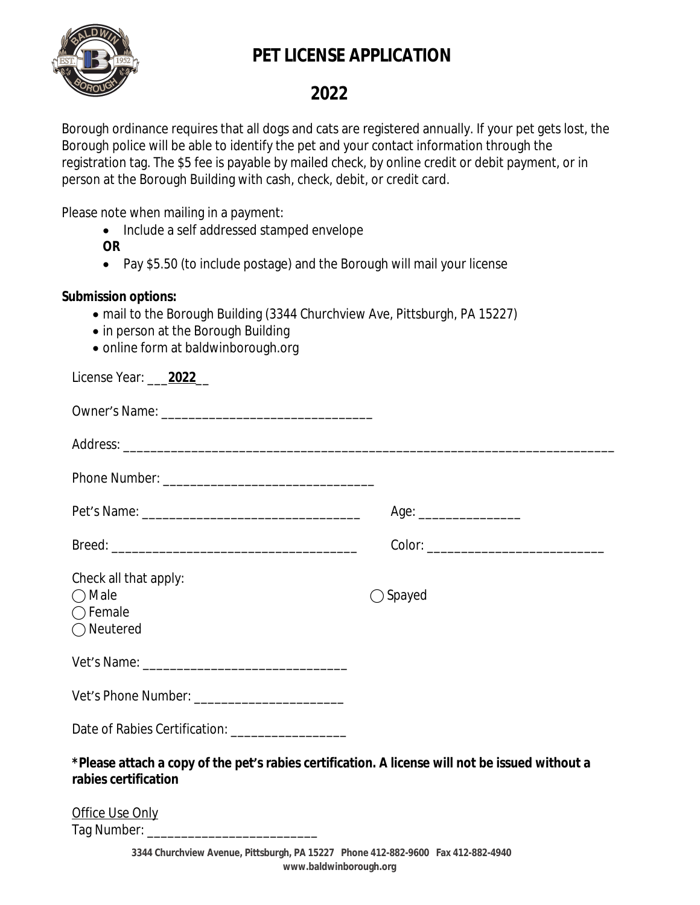# PET LICENSE APPLICATION

# 2022

Borough ordinance requires that all dogs and cats are registered annually. If your pet gets lost, the Borough police will be able to identify the pet and your contact information through the registration tag. The $5 fee is payable by mailed check, by online credit or debit payment, or in person at the Borough Building with cash, check, debit, or credit card.

Please note when mailing in a payment:

- Include a self addressed stamped envelope

**OR**

- Pay $5.50 (to include postage) and the Borough will mail your license

**Submission options:**

- mail to the Borough Building (3344 Churchview Ave, Pittsburgh, PA 15227)
- in person at the Borough Building
- online form at baldwinborough.org

License Year: ___**2022**__

Owner's Name: _______________________________

Address: ___________________________________________________________________________

Phone Number: _______________________________

Pet's Name: _______________________________ Age: _______________

Breed: ___________________________________ Color: __________________________

Check all that apply:

◯ Male

◯ Female

◯ Neutered

◯ Spayed

Vet's Name: _____________________________

Vet's Phone Number: ______________________

Date of Rabies Certification: _________________

**\*Please attach a copy of the pet's rabies certification. A license will not be issued without a rabies certification**

Office Use Only

Tag Number: ________________________

**3344 Churchview Avenue, Pittsburgh, PA 15227 Phone 412-882-9600 Fax 412-882-4940**
**www.baldwinborough.org**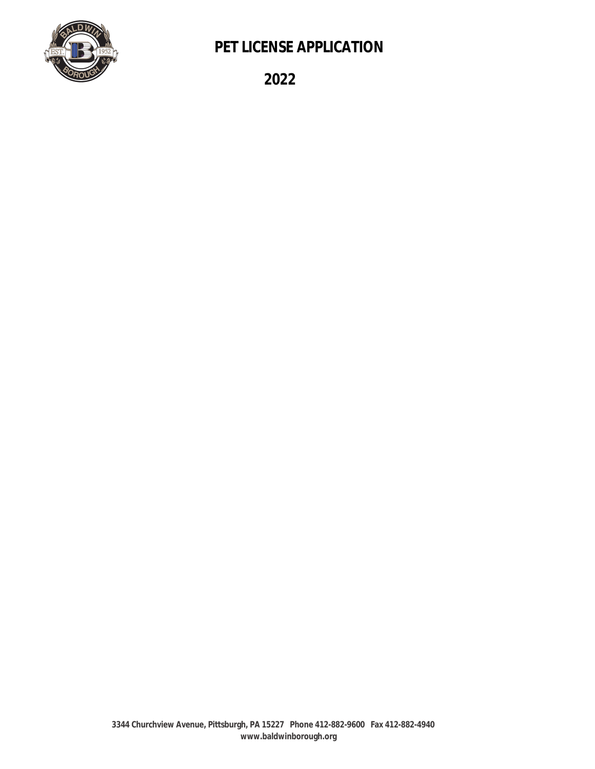# PET LICENSE APPLICATION

# 2022

3344 Churchview Avenue, Pittsburgh, PA 15227   Phone 412-882-9600   Fax 412-882-4940
www.baldwinborough.org